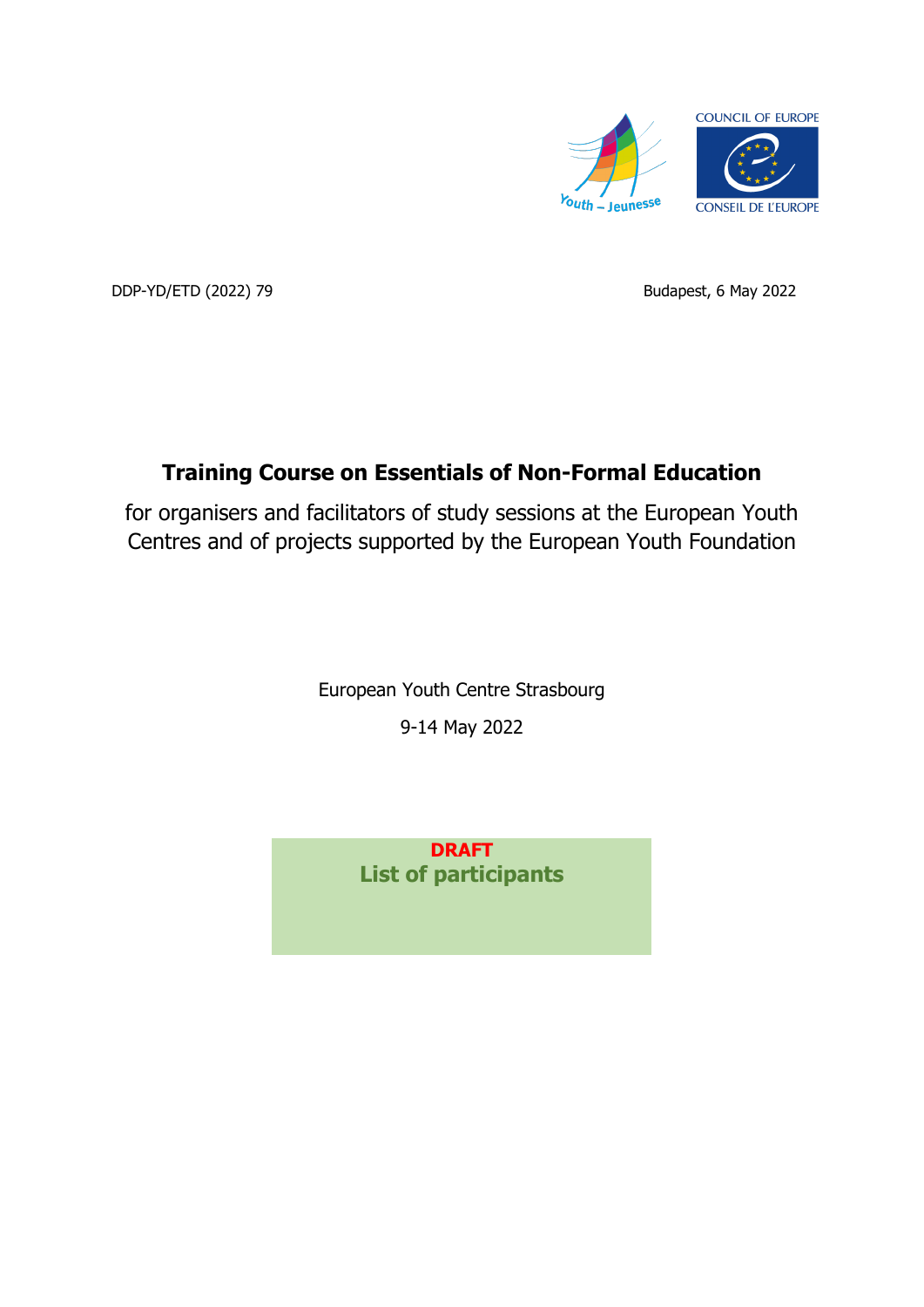COUNCIL OF EUROPE

CONSEIL DE L'EUROPE

Youth – Jeunesse

DDP-YD/ETD (2022) 79

Budapest, 6 May 2022

# Training Course on Essentials of Non-Formal Education

for organisers and facilitators of study sessions at the European Youth Centres and of projects supported by the European Youth Foundation

European Youth Centre Strasbourg

9-14 May 2022

**DRAFT**

## List of participants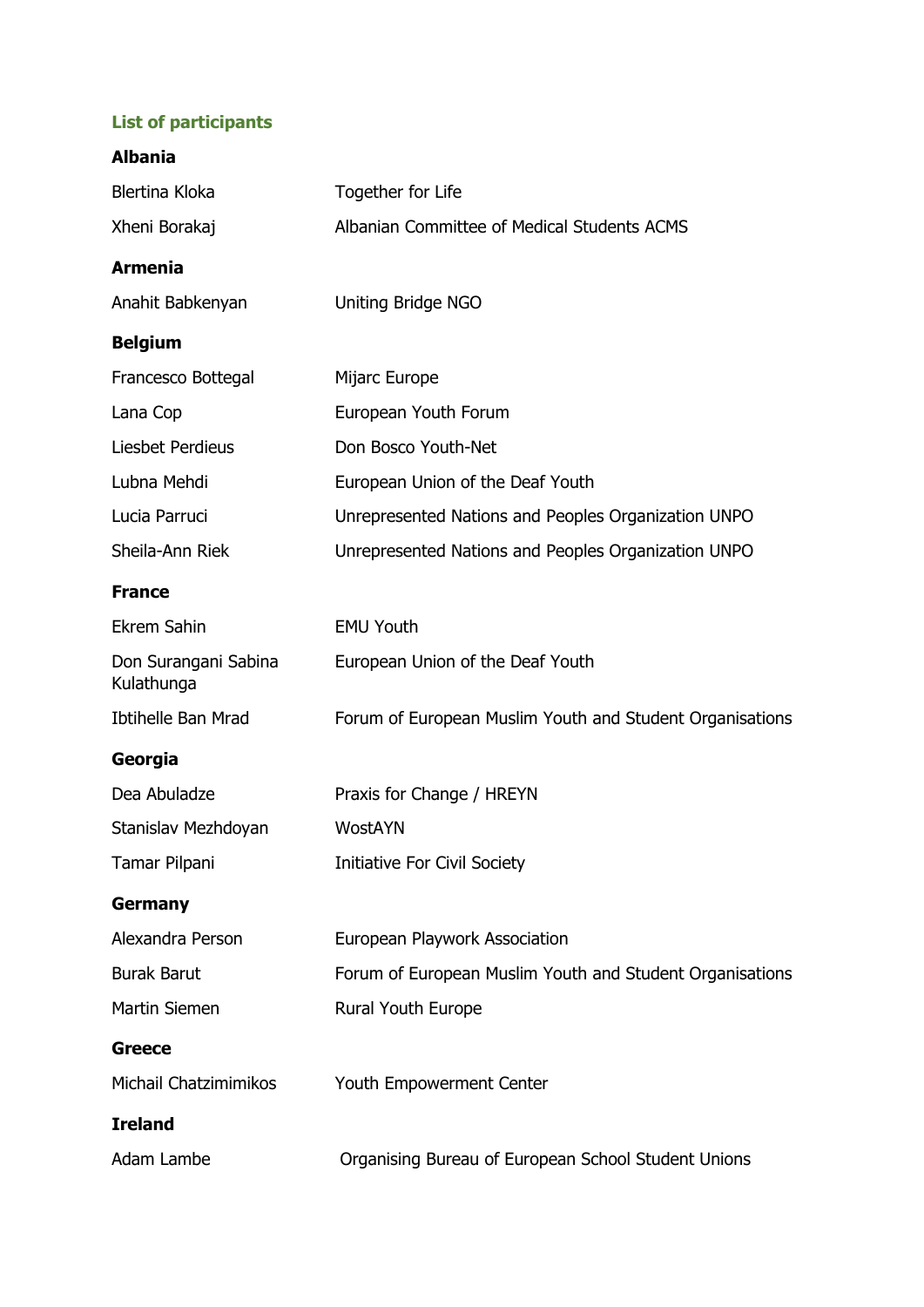## List of participants

### Albania

| | |
|---|---|
| Blertina Kloka | Together for Life |
| Xheni Borakaj | Albanian Committee of Medical Students ACMS |

### Armenia

| | |
|---|---|
| Anahit Babkenyan | Uniting Bridge NGO |

### Belgium

| | |
|---|---|
| Francesco Bottegal | Mijarc Europe |
| Lana Cop | European Youth Forum |
| Liesbet Perdieus | Don Bosco Youth-Net |
| Lubna Mehdi | European Union of the Deaf Youth |
| Lucia Parruci | Unrepresented Nations and Peoples Organization UNPO |
| Sheila-Ann Riek | Unrepresented Nations and Peoples Organization UNPO |

### France

| | |
|---|---|
| Ekrem Sahin | EMU Youth |
| Don Surangani Sabina Kulathunga | European Union of the Deaf Youth |
| Ibtihelle Ban Mrad | Forum of European Muslim Youth and Student Organisations |

### Georgia

| | |
|---|---|
| Dea Abuladze | Praxis for Change / HREYN |
| Stanislav Mezhdoyan | WostAYN |
| Tamar Pilpani | Initiative For Civil Society |

### Germany

| | |
|---|---|
| Alexandra Person | European Playwork Association |
| Burak Barut | Forum of European Muslim Youth and Student Organisations |
| Martin Siemen | Rural Youth Europe |

### Greece

| | |
|---|---|
| Michail Chatzimimikos | Youth Empowerment Center |

### Ireland

| | |
|---|---|
| Adam Lambe | Organising Bureau of European School Student Unions |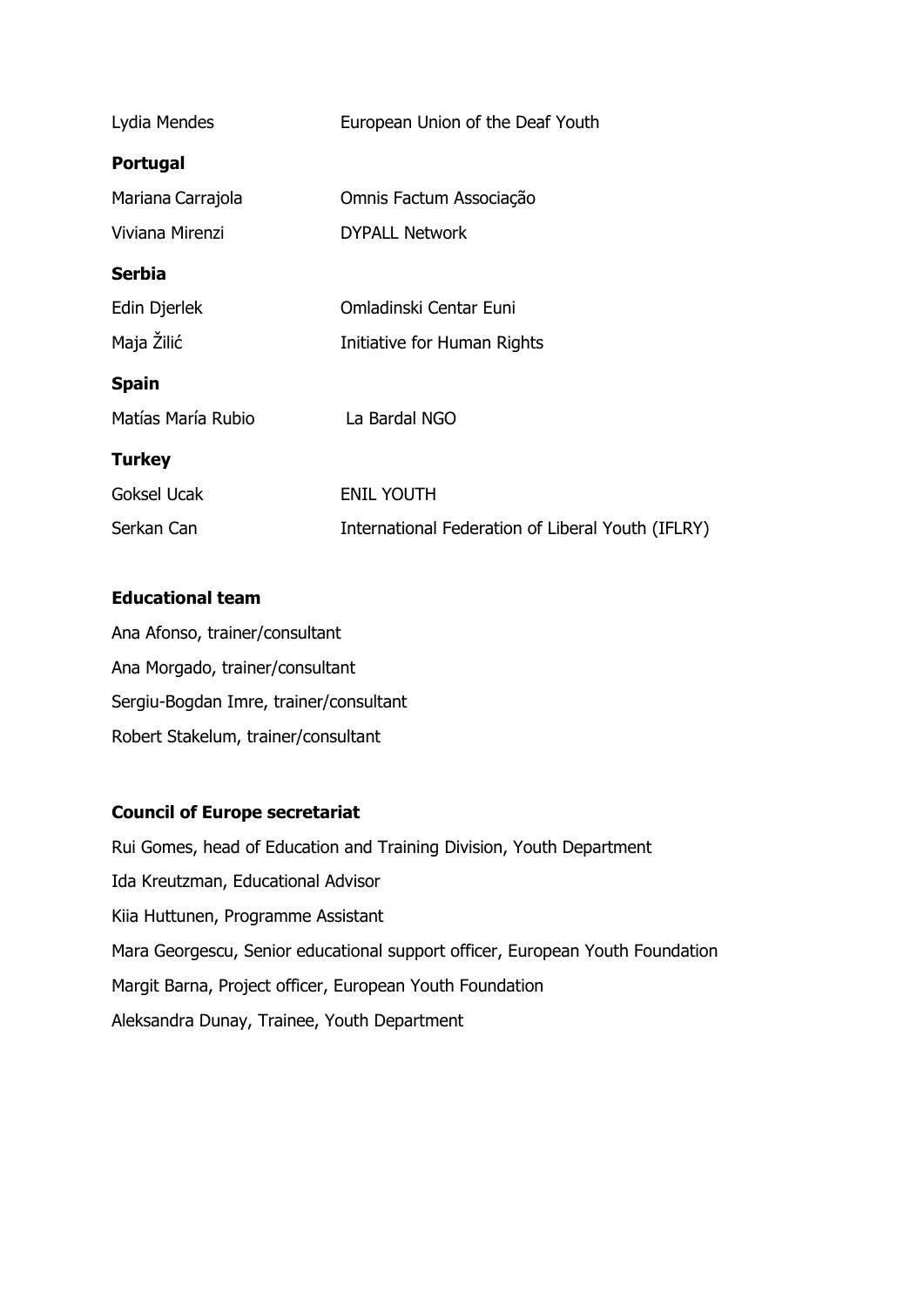| | |
|---|---|
| Lydia Mendes | European Union of the Deaf Youth |
| **Portugal** | |
| Mariana Carrajola | Omnis Factum Associação |
| Viviana Mirenzi | DYPALL Network |
| **Serbia** | |
| Edin Djerlek | Omladinski Centar Euni |
| Maja Žilić | Initiative for Human Rights |
| **Spain** | |
| Matías María Rubio | La Bardal NGO |
| **Turkey** | |
| Goksel Ucak | ENIL YOUTH |
| Serkan Can | International Federation of Liberal Youth (IFLRY) |

**Educational team**

Ana Afonso, trainer/consultant

Ana Morgado, trainer/consultant

Sergiu-Bogdan Imre, trainer/consultant

Robert Stakelum, trainer/consultant

**Council of Europe secretariat**

Rui Gomes, head of Education and Training Division, Youth Department

Ida Kreutzman, Educational Advisor

Kiia Huttunen, Programme Assistant

Mara Georgescu, Senior educational support officer, European Youth Foundation

Margit Barna, Project officer, European Youth Foundation

Aleksandra Dunay, Trainee, Youth Department